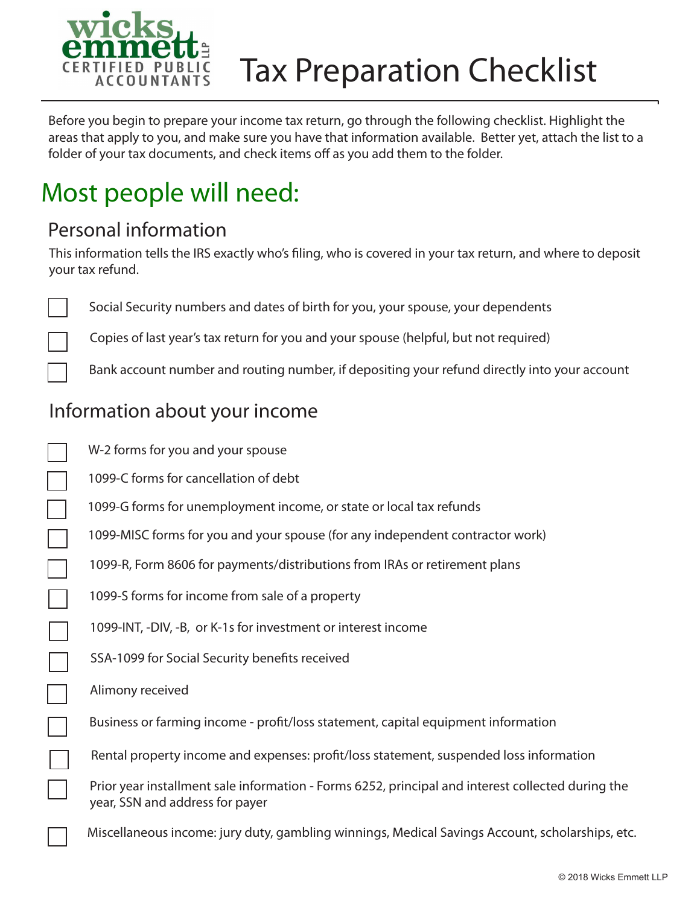wicks emmett LLP
CERTIFIED PUBLIC ACCOUNTANTS

# Tax Preparation Checklist

Before you begin to prepare your income tax return, go through the following checklist. Highlight the areas that apply to you, and make sure you have that information available. Better yet, attach the list to a folder of your tax documents, and check items off as you add them to the folder.

## Most people will need:

### Personal information

This information tells the IRS exactly who's filing, who is covered in your tax return, and where to deposit your tax refund.

- [ ] Social Security numbers and dates of birth for you, your spouse, your dependents
- [ ] Copies of last year's tax return for you and your spouse (helpful, but not required)
- [ ] Bank account number and routing number, if depositing your refund directly into your account

### Information about your income

- [ ] W-2 forms for you and your spouse
- [ ] 1099-C forms for cancellation of debt
- [ ] 1099-G forms for unemployment income, or state or local tax refunds
- [ ] 1099-MISC forms for you and your spouse (for any independent contractor work)
- [ ] 1099-R, Form 8606 for payments/distributions from IRAs or retirement plans
- [ ] 1099-S forms for income from sale of a property
- [ ] 1099-INT, -DIV, -B, or K-1s for investment or interest income
- [ ] SSA-1099 for Social Security benefits received
- [ ] Alimony received
- [ ] Business or farming income - profit/loss statement, capital equipment information
- [ ] Rental property income and expenses: profit/loss statement, suspended loss information
- [ ] Prior year installment sale information - Forms 6252, principal and interest collected during the year, SSN and address for payer
- [ ] Miscellaneous income: jury duty, gambling winnings, Medical Savings Account, scholarships, etc.

© 2018 Wicks Emmett LLP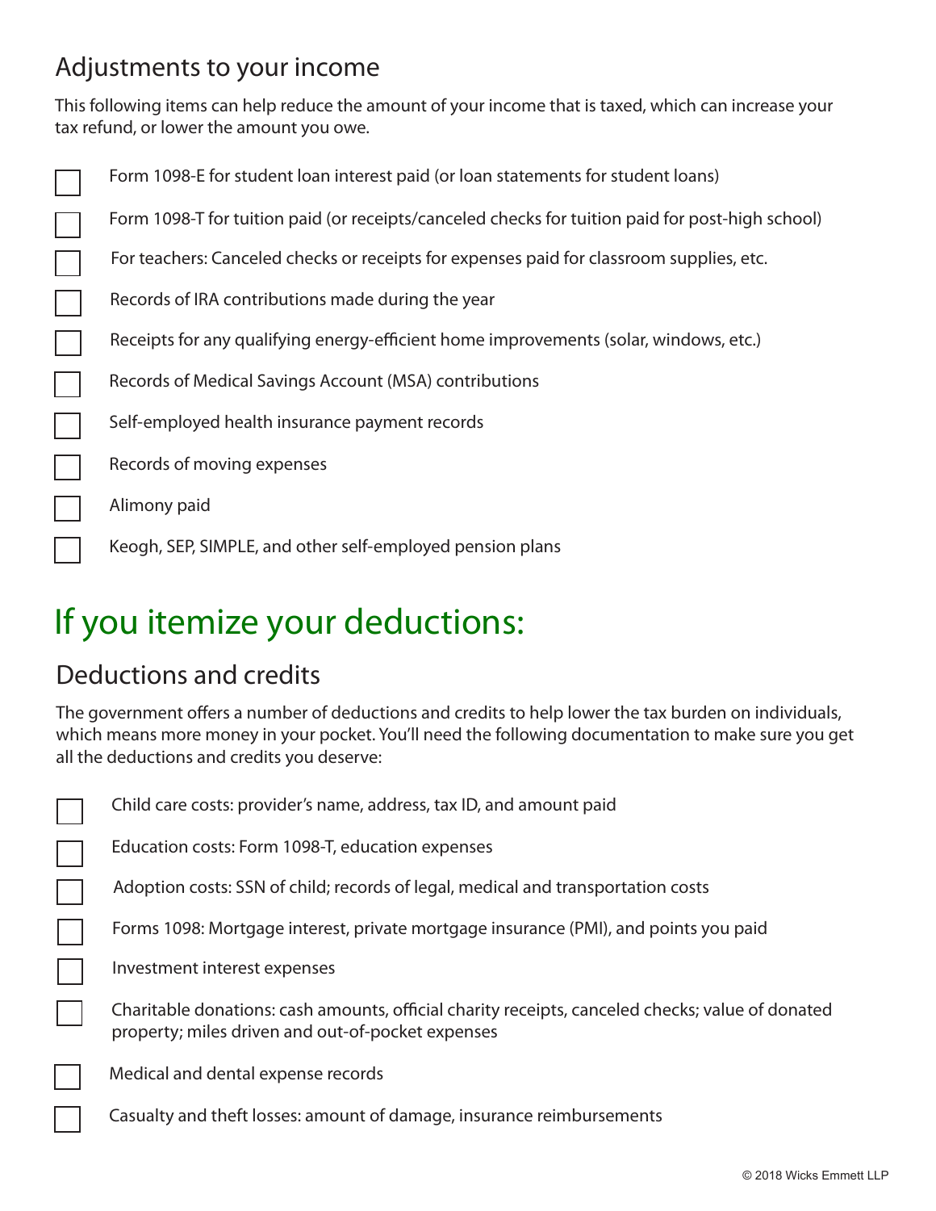## Adjustments to your income

This following items can help reduce the amount of your income that is taxed, which can increase your tax refund, or lower the amount you owe.

- [ ] Form 1098-E for student loan interest paid (or loan statements for student loans)
- [ ] Form 1098-T for tuition paid (or receipts/canceled checks for tuition paid for post-high school)
- [ ] For teachers: Canceled checks or receipts for expenses paid for classroom supplies, etc.
- [ ] Records of IRA contributions made during the year
- [ ] Receipts for any qualifying energy-efficient home improvements (solar, windows, etc.)
- [ ] Records of Medical Savings Account (MSA) contributions
- [ ] Self-employed health insurance payment records
- [ ] Records of moving expenses
- [ ] Alimony paid
- [ ] Keogh, SEP, SIMPLE, and other self-employed pension plans

# If you itemize your deductions:

## Deductions and credits

The government offers a number of deductions and credits to help lower the tax burden on individuals, which means more money in your pocket. You'll need the following documentation to make sure you get all the deductions and credits you deserve:

- [ ] Child care costs: provider's name, address, tax ID, and amount paid
- [ ] Education costs: Form 1098-T, education expenses
- [ ] Adoption costs: SSN of child; records of legal, medical and transportation costs
- [ ] Forms 1098: Mortgage interest, private mortgage insurance (PMI), and points you paid
- [ ] Investment interest expenses
- [ ] Charitable donations: cash amounts, official charity receipts, canceled checks; value of donated property; miles driven and out-of-pocket expenses
- [ ] Medical and dental expense records
- [ ] Casualty and theft losses: amount of damage, insurance reimbursements

© 2018 Wicks Emmett LLP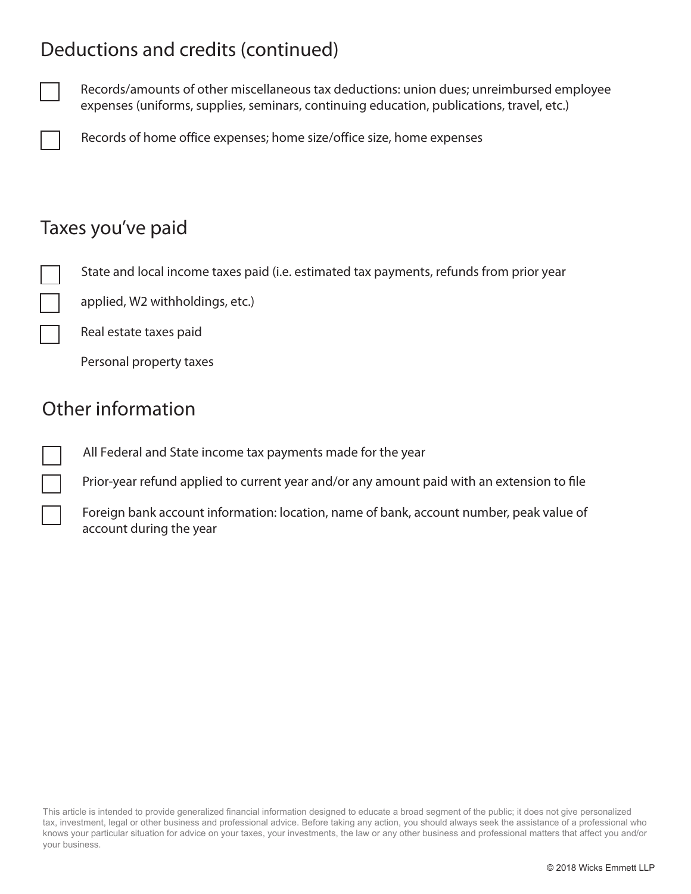## Deductions and credits (continued)

- [ ] Records/amounts of other miscellaneous tax deductions: union dues; unreimbursed employee expenses (uniforms, supplies, seminars, continuing education, publications, travel, etc.)
- [ ] Records of home office expenses; home size/office size, home expenses

## Taxes you've paid

- [ ] State and local income taxes paid (i.e. estimated tax payments, refunds from prior year
- [ ] applied, W2 withholdings, etc.)
- [ ] Real estate taxes paid

Personal property taxes

## Other information

- [ ] All Federal and State income tax payments made for the year
- [ ] Prior-year refund applied to current year and/or any amount paid with an extension to file
- [ ] Foreign bank account information: location, name of bank, account number, peak value of account during the year

This article is intended to provide generalized financial information designed to educate a broad segment of the public; it does not give personalized tax, investment, legal or other business and professional advice. Before taking any action, you should always seek the assistance of a professional who knows your particular situation for advice on your taxes, your investments, the law or any other business and professional matters that affect you and/or your business.

© 2018 Wicks Emmett LLP